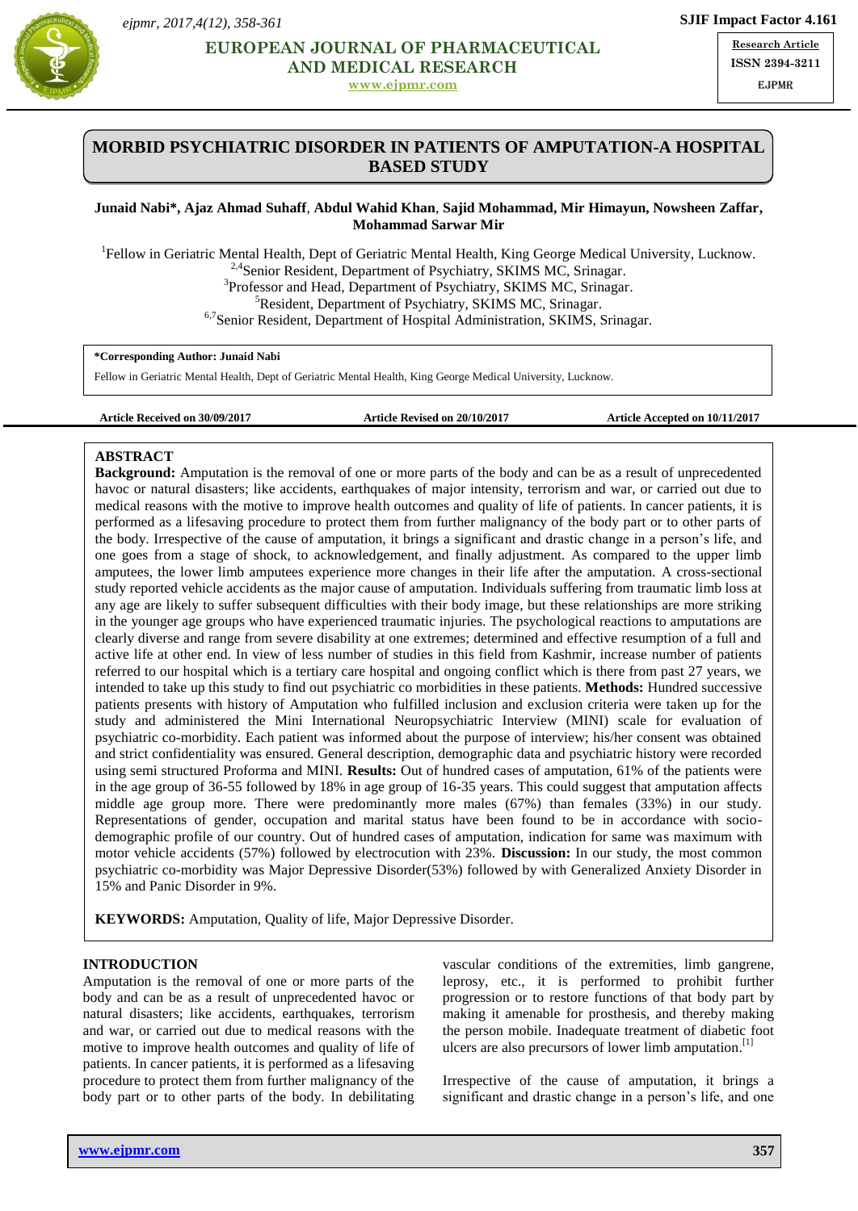Research Article
ISSN 2394-3211
EJPMR

# MORBID PSYCHIATRIC DISORDER IN PATIENTS OF AMPUTATION-A HOSPITAL BASED STUDY

**Junaid Nabi*, Ajaz Ahmad Suhaff, Abdul Wahid Khan, Sajid Mohammad, Mir Himayun, Nowsheen Zaffar, Mohammad Sarwar Mir**

[1]Fellow in Geriatric Mental Health, Dept of Geriatric Mental Health, King George Medical University, Lucknow.
[2,4]Senior Resident, Department of Psychiatry, SKIMS MC, Srinagar.
[3]Professor and Head, Department of Psychiatry, SKIMS MC, Srinagar.
[5]Resident, Department of Psychiatry, SKIMS MC, Srinagar.
[6,7]Senior Resident, Department of Hospital Administration, SKIMS, Srinagar.

**\*Corresponding Author: Junaid Nabi**
Fellow in Geriatric Mental Health, Dept of Geriatric Mental Health, King George Medical University, Lucknow.

**Article Received on 30/09/2017** **Article Revised on 20/10/2017** **Article Accepted on 10/11/2017**

## ABSTRACT

**Background:** Amputation is the removal of one or more parts of the body and can be as a result of unprecedented havoc or natural disasters; like accidents, earthquakes of major intensity, terrorism and war, or carried out due to medical reasons with the motive to improve health outcomes and quality of life of patients. In cancer patients, it is performed as a lifesaving procedure to protect them from further malignancy of the body part or to other parts of the body. Irrespective of the cause of amputation, it brings a significant and drastic change in a person's life, and one goes from a stage of shock, to acknowledgement, and finally adjustment. As compared to the upper limb amputees, the lower limb amputees experience more changes in their life after the amputation. A cross-sectional study reported vehicle accidents as the major cause of amputation. Individuals suffering from traumatic limb loss at any age are likely to suffer subsequent difficulties with their body image, but these relationships are more striking in the younger age groups who have experienced traumatic injuries. The psychological reactions to amputations are clearly diverse and range from severe disability at one extremes; determined and effective resumption of a full and active life at other end. In view of less number of studies in this field from Kashmir, increase number of patients referred to our hospital which is a tertiary care hospital and ongoing conflict which is there from past 27 years, we intended to take up this study to find out psychiatric co morbidities in these patients. **Methods:** Hundred successive patients presents with history of Amputation who fulfilled inclusion and exclusion criteria were taken up for the study and administered the Mini International Neuropsychiatric Interview (MINI) scale for evaluation of psychiatric co-morbidity. Each patient was informed about the purpose of interview; his/her consent was obtained and strict confidentiality was ensured. General description, demographic data and psychiatric history were recorded using semi structured Proforma and MINI. **Results:** Out of hundred cases of amputation, 61% of the patients were in the age group of 36-55 followed by 18% in age group of 16-35 years. This could suggest that amputation affects middle age group more. There were predominantly more males (67%) than females (33%) in our study. Representations of gender, occupation and marital status have been found to be in accordance with socio-demographic profile of our country. Out of hundred cases of amputation, indication for same was maximum with motor vehicle accidents (57%) followed by electrocution with 23%. **Discussion:** In our study, the most common psychiatric co-morbidity was Major Depressive Disorder(53%) followed by with Generalized Anxiety Disorder in 15% and Panic Disorder in 9%.

**KEYWORDS:** Amputation, Quality of life, Major Depressive Disorder.

## INTRODUCTION

Amputation is the removal of one or more parts of the body and can be as a result of unprecedented havoc or natural disasters; like accidents, earthquakes, terrorism and war, or carried out due to medical reasons with the motive to improve health outcomes and quality of life of patients. In cancer patients, it is performed as a lifesaving procedure to protect them from further malignancy of the body part or to other parts of the body. In debilitating vascular conditions of the extremities, limb gangrene, leprosy, etc., it is performed to prohibit further progression or to restore functions of that body part by making it amenable for prosthesis, and thereby making the person mobile. Inadequate treatment of diabetic foot ulcers are also precursors of lower limb amputation.[1]

Irrespective of the cause of amputation, it brings a significant and drastic change in a person's life, and one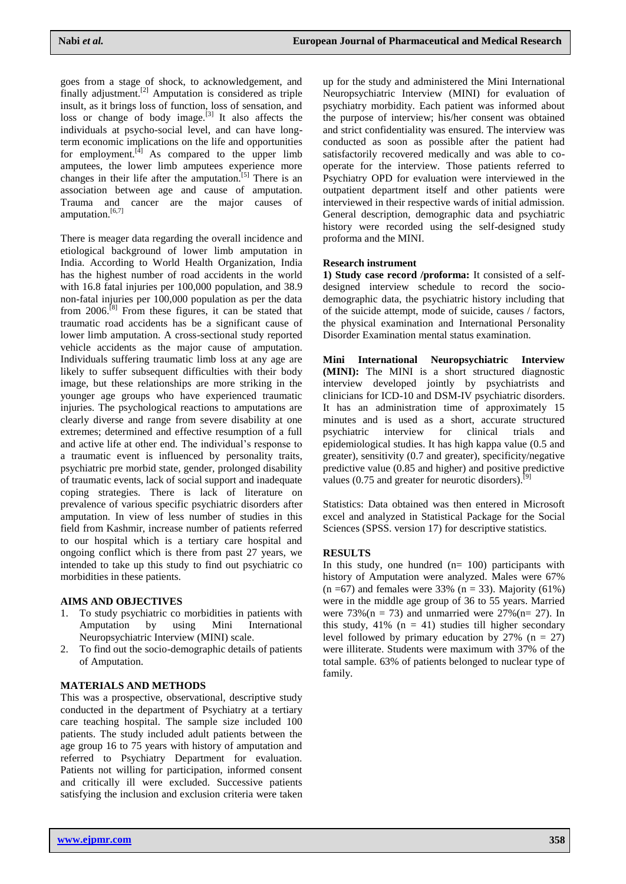goes from a stage of shock, to acknowledgement, and finally adjustment.[2] Amputation is considered as triple insult, as it brings loss of function, loss of sensation, and loss or change of body image.[3] It also affects the individuals at psycho-social level, and can have long-term economic implications on the life and opportunities for employment.[4] As compared to the upper limb amputees, the lower limb amputees experience more changes in their life after the amputation.[5] There is an association between age and cause of amputation. Trauma and cancer are the major causes of amputation.[6,7]

There is meager data regarding the overall incidence and etiological background of lower limb amputation in India. According to World Health Organization, India has the highest number of road accidents in the world with 16.8 fatal injuries per 100,000 population, and 38.9 non-fatal injuries per 100,000 population as per the data from 2006.[8] From these figures, it can be stated that traumatic road accidents has be a significant cause of lower limb amputation. A cross-sectional study reported vehicle accidents as the major cause of amputation. Individuals suffering traumatic limb loss at any age are likely to suffer subsequent difficulties with their body image, but these relationships are more striking in the younger age groups who have experienced traumatic injuries. The psychological reactions to amputations are clearly diverse and range from severe disability at one extremes; determined and effective resumption of a full and active life at other end. The individual's response to a traumatic event is influenced by personality traits, psychiatric pre morbid state, gender, prolonged disability of traumatic events, lack of social support and inadequate coping strategies. There is lack of literature on prevalence of various specific psychiatric disorders after amputation. In view of less number of studies in this field from Kashmir, increase number of patients referred to our hospital which is a tertiary care hospital and ongoing conflict which is there from past 27 years, we intended to take up this study to find out psychiatric co morbidities in these patients.

## AIMS AND OBJECTIVES

1. To study psychiatric co morbidities in patients with Amputation by using Mini International Neuropsychiatric Interview (MINI) scale.
2. To find out the socio-demographic details of patients of Amputation.

## MATERIALS AND METHODS

This was a prospective, observational, descriptive study conducted in the department of Psychiatry at a tertiary care teaching hospital. The sample size included 100 patients. The study included adult patients between the age group 16 to 75 years with history of amputation and referred to Psychiatry Department for evaluation. Patients not willing for participation, informed consent and critically ill were excluded. Successive patients satisfying the inclusion and exclusion criteria were taken up for the study and administered the Mini International Neuropsychiatric Interview (MINI) for evaluation of psychiatry morbidity. Each patient was informed about the purpose of interview; his/her consent was obtained and strict confidentiality was ensured. The interview was conducted as soon as possible after the patient had satisfactorily recovered medically and was able to co-operate for the interview. Those patients referred to Psychiatry OPD for evaluation were interviewed in the outpatient department itself and other patients were interviewed in their respective wards of initial admission. General description, demographic data and psychiatric history were recorded using the self-designed study proforma and the MINI.

### Research instrument

**1) Study case record /proforma:** It consisted of a self-designed interview schedule to record the socio-demographic data, the psychiatric history including that of the suicide attempt, mode of suicide, causes / factors, the physical examination and International Personality Disorder Examination mental status examination.

**Mini International Neuropsychiatric Interview (MINI):** The MINI is a short structured diagnostic interview developed jointly by psychiatrists and clinicians for ICD-10 and DSM-IV psychiatric disorders. It has an administration time of approximately 15 minutes and is used as a short, accurate structured psychiatric interview for clinical trials and epidemiological studies. It has high kappa value (0.5 and greater), sensitivity (0.7 and greater), specificity/negative predictive value (0.85 and higher) and positive predictive values (0.75 and greater for neurotic disorders).[9]

Statistics: Data obtained was then entered in Microsoft excel and analyzed in Statistical Package for the Social Sciences (SPSS. version 17) for descriptive statistics.

## RESULTS

In this study, one hundred (n= 100) participants with history of Amputation were analyzed. Males were 67% (n =67) and females were 33% (n = 33). Majority (61%) were in the middle age group of 36 to 55 years. Married were 73%(n = 73) and unmarried were 27%(n= 27). In this study, 41% (n = 41) studies till higher secondary level followed by primary education by 27% (n = 27) were illiterate. Students were maximum with 37% of the total sample. 63% of patients belonged to nuclear type of family.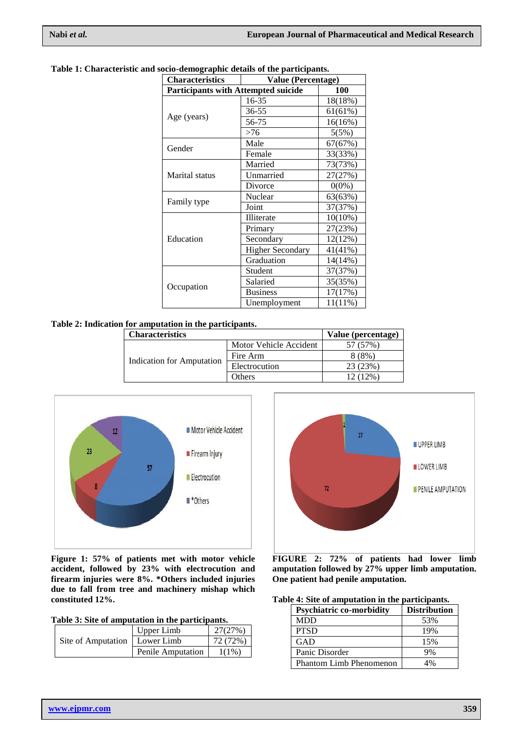**Table 1: Characteristic and socio-demographic details of the participants.**

| Characteristics | | Value (Percentage) |
|---|---|---|
| **Participants with Attempted suicide** | | **100** |
| Age (years) | 16-35 | 18(18%) |
| | 36-55 | 61(61%) |
| | 56-75 | 16(16%) |
| | >76 | 5(5%) |
| Gender | Male | 67(67%) |
| | Female | 33(33%) |
| Marital status | Married | 73(73%) |
| | Unmarried | 27(27%) |
| | Divorce | 0(0%) |
| Family type | Nuclear | 63(63%) |
| | Joint | 37(37%) |
| Education | Illiterate | 10(10%) |
| | Primary | 27(23%) |
| | Secondary | 12(12%) |
| | Higher Secondary | 41(41%) |
| | Graduation | 14(14%) |
| Occupation | Student | 37(37%) |
| | Salaried | 35(35%) |
| | Business | 17(17%) |
| | Unemployment | 11(11%) |

**Table 2: Indication for amputation in the participants.**

| Characteristics | | Value (percentage) |
|---|---|---|
| Indication for Amputation | Motor Vehicle Accident | 57 (57%) |
| | Fire Arm | 8 (8%) |
| | Electrocution | 23 (23%) |
| | Others | 12 (12%) |

**Figure 1: 57% of patients met with motor vehicle accident, followed by 23% with electrocution and firearm injuries were 8%. *Others included injuries due to fall from tree and machinery mishap which constituted 12%.**

**FIGURE 2: 72% of patients had lower limb amputation followed by 27% upper limb amputation. One patient had penile amputation.**

**Table 3: Site of amputation in the participants.**

| Site of Amputation | | |
|---|---|---|
| Site of Amputation | Upper Limb | 27(27%) |
| | Lower Limb | 72 (72%) |
| | Penile Amputation | 1(1%) |

**Table 4: Site of amputation in the participants.**

| Psychiatric co-morbidity | Distribution |
|---|---|
| MDD | 53% |
| PTSD | 19% |
| GAD | 15% |
| Panic Disorder | 9% |
| Phantom Limb Phenomenon | 4% |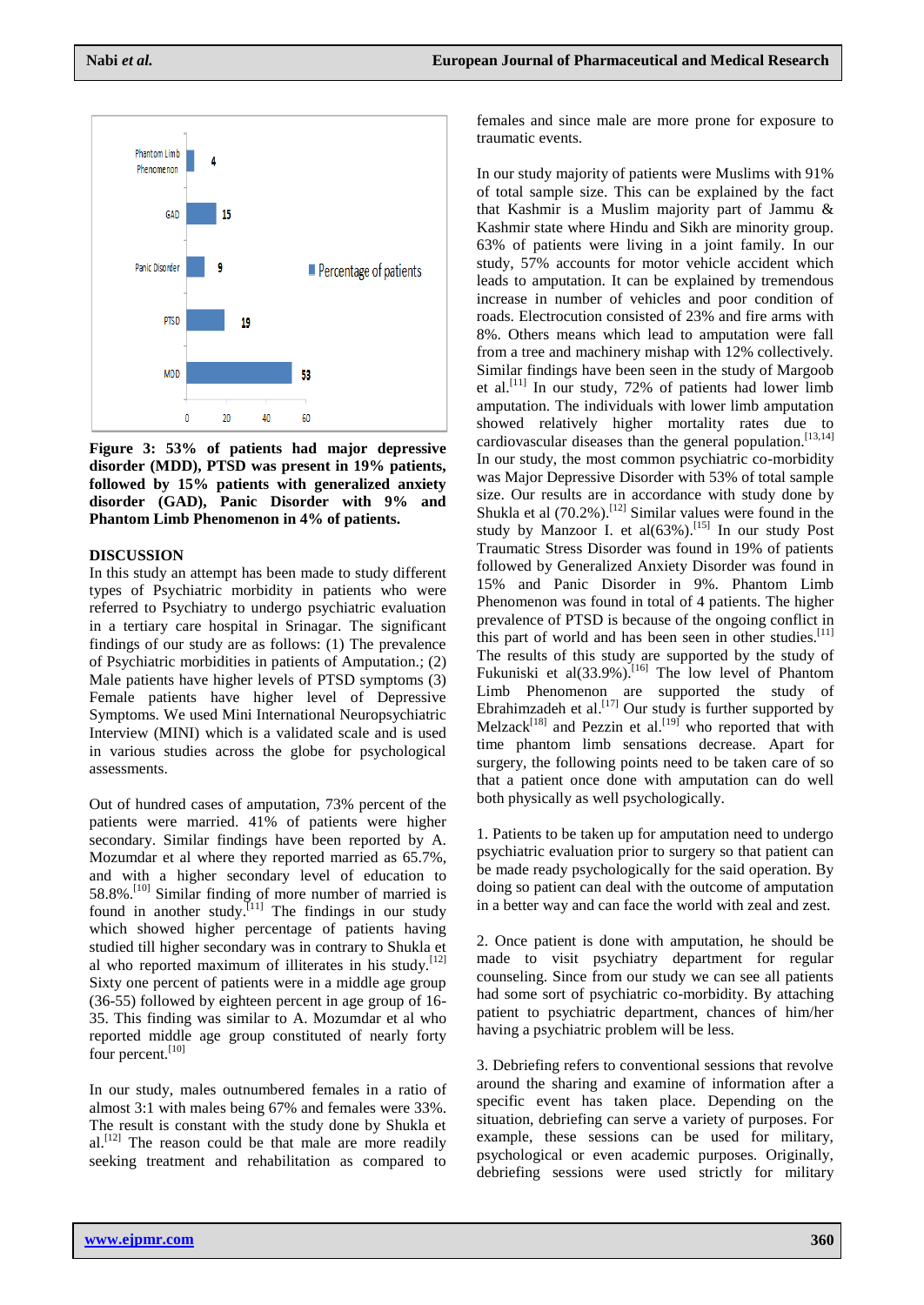**Figure 3: 53% of patients had major depressive disorder (MDD), PTSD was present in 19% patients, followed by 15% patients with generalized anxiety disorder (GAD), Panic Disorder with 9% and Phantom Limb Phenomenon in 4% of patients.**

## DISCUSSION

In this study an attempt has been made to study different types of Psychiatric morbidity in patients who were referred to Psychiatry to undergo psychiatric evaluation in a tertiary care hospital in Srinagar. The significant findings of our study are as follows: (1) The prevalence of Psychiatric morbidities in patients of Amputation.; (2) Male patients have higher levels of PTSD symptoms (3) Female patients have higher level of Depressive Symptoms. We used Mini International Neuropsychiatric Interview (MINI) which is a validated scale and is used in various studies across the globe for psychological assessments.

Out of hundred cases of amputation, 73% percent of the patients were married. 41% of patients were higher secondary. Similar findings have been reported by A. Mozumdar et al where they reported married as 65.7%, and with a higher secondary level of education to 58.8%.[10] Similar finding of more number of married is found in another study.[11] The findings in our study which showed higher percentage of patients having studied till higher secondary was in contrary to Shukla et al who reported maximum of illiterates in his study.[12] Sixty one percent of patients were in a middle age group (36-55) followed by eighteen percent in age group of 16-35. This finding was similar to A. Mozumdar et al who reported middle age group constituted of nearly forty four percent.[10]

In our study, males outnumbered females in a ratio of almost 3:1 with males being 67% and females were 33%. The result is constant with the study done by Shukla et al.[12] The reason could be that male are more readily seeking treatment and rehabilitation as compared to females and since male are more prone for exposure to traumatic events.

In our study majority of patients were Muslims with 91% of total sample size. This can be explained by the fact that Kashmir is a Muslim majority part of Jammu & Kashmir state where Hindu and Sikh are minority group. 63% of patients were living in a joint family. In our study, 57% accounts for motor vehicle accident which leads to amputation. It can be explained by tremendous increase in number of vehicles and poor condition of roads. Electrocution consisted of 23% and fire arms with 8%. Others means which lead to amputation were fall from a tree and machinery mishap with 12% collectively. Similar findings have been seen in the study of Margoob et al.[11] In our study, 72% of patients had lower limb amputation. The individuals with lower limb amputation showed relatively higher mortality rates due to cardiovascular diseases than the general population.[13,14] In our study, the most common psychiatric co-morbidity was Major Depressive Disorder with 53% of total sample size. Our results are in accordance with study done by Shukla et al (70.2%).[12] Similar values were found in the study by Manzoor I. et al(63%).[15] In our study Post Traumatic Stress Disorder was found in 19% of patients followed by Generalized Anxiety Disorder was found in 15% and Panic Disorder in 9%. Phantom Limb Phenomenon was found in total of 4 patients. The higher prevalence of PTSD is because of the ongoing conflict in this part of world and has been seen in other studies.[11] The results of this study are supported by the study of Fukuniski et al(33.9%).[16] The low level of Phantom Limb Phenomenon are supported the study of Ebrahimzadeh et al.[17] Our study is further supported by Melzack[18] and Pezzin et al.[19] who reported that with time phantom limb sensations decrease. Apart for surgery, the following points need to be taken care of so that a patient once done with amputation can do well both physically as well psychologically.

1. Patients to be taken up for amputation need to undergo psychiatric evaluation prior to surgery so that patient can be made ready psychologically for the said operation. By doing so patient can deal with the outcome of amputation in a better way and can face the world with zeal and zest.

2. Once patient is done with amputation, he should be made to visit psychiatry department for regular counseling. Since from our study we can see all patients had some sort of psychiatric co-morbidity. By attaching patient to psychiatric department, chances of him/her having a psychiatric problem will be less.

3. Debriefing refers to conventional sessions that revolve around the sharing and examine of information after a specific event has taken place. Depending on the situation, debriefing can serve a variety of purposes. For example, these sessions can be used for military, psychological or even academic purposes. Originally, debriefing sessions were used strictly for military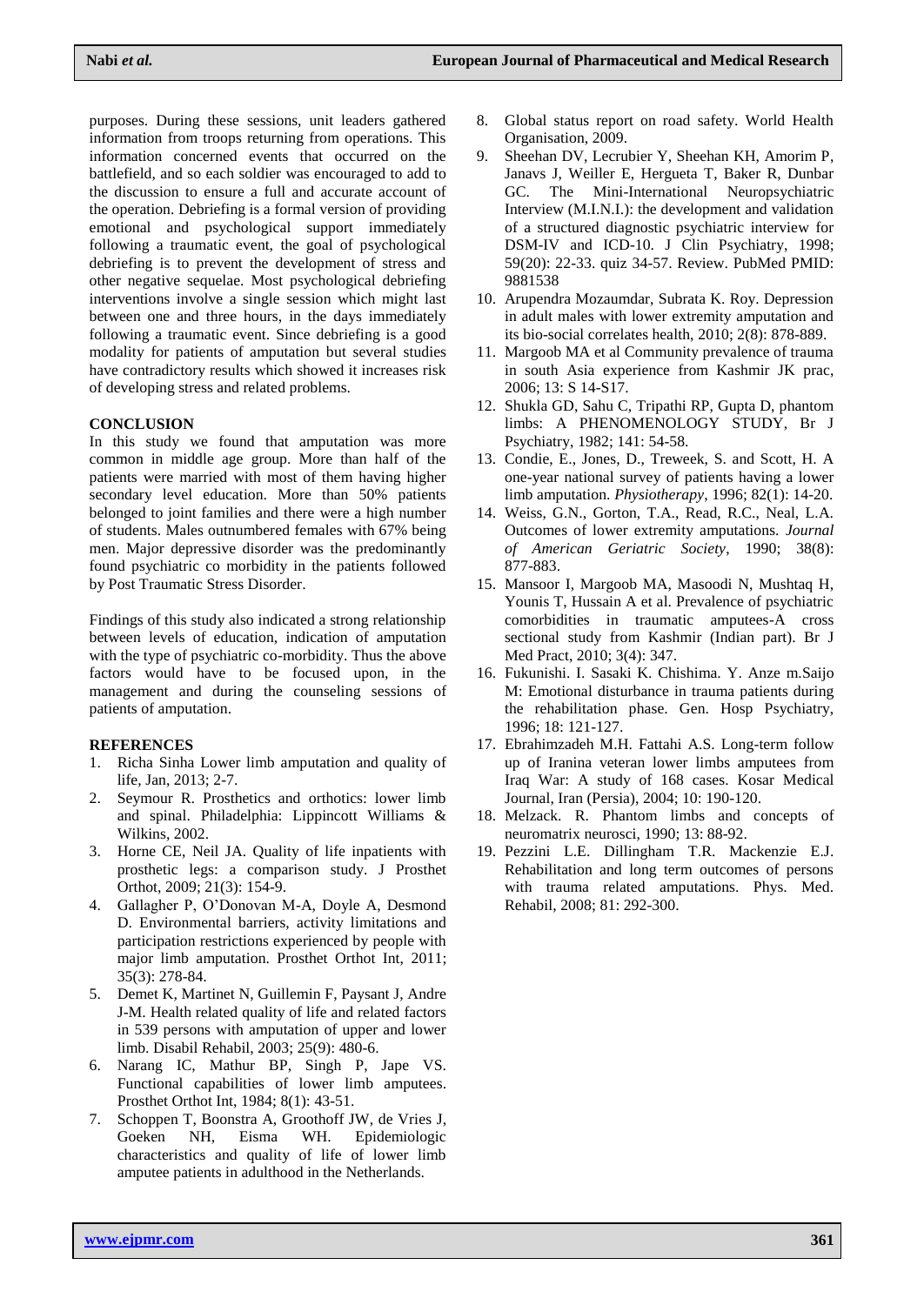purposes. During these sessions, unit leaders gathered information from troops returning from operations. This information concerned events that occurred on the battlefield, and so each soldier was encouraged to add to the discussion to ensure a full and accurate account of the operation. Debriefing is a formal version of providing emotional and psychological support immediately following a traumatic event, the goal of psychological debriefing is to prevent the development of stress and other negative sequelae. Most psychological debriefing interventions involve a single session which might last between one and three hours, in the days immediately following a traumatic event. Since debriefing is a good modality for patients of amputation but several studies have contradictory results which showed it increases risk of developing stress and related problems.

## CONCLUSION

In this study we found that amputation was more common in middle age group. More than half of the patients were married with most of them having higher secondary level education. More than 50% patients belonged to joint families and there were a high number of students. Males outnumbered females with 67% being men. Major depressive disorder was the predominantly found psychiatric co morbidity in the patients followed by Post Traumatic Stress Disorder.

Findings of this study also indicated a strong relationship between levels of education, indication of amputation with the type of psychiatric co-morbidity. Thus the above factors would have to be focused upon, in the management and during the counseling sessions of patients of amputation.

## REFERENCES

1. Richa Sinha Lower limb amputation and quality of life, Jan, 2013; 2-7.
2. Seymour R. Prosthetics and orthotics: lower limb and spinal. Philadelphia: Lippincott Williams & Wilkins, 2002.
3. Horne CE, Neil JA. Quality of life inpatients with prosthetic legs: a comparison study. J Prosthet Orthot, 2009; 21(3): 154-9.
4. Gallagher P, O'Donovan M-A, Doyle A, Desmond D. Environmental barriers, activity limitations and participation restrictions experienced by people with major limb amputation. Prosthet Orthot Int, 2011; 35(3): 278-84.
5. Demet K, Martinet N, Guillemin F, Paysant J, Andre J-M. Health related quality of life and related factors in 539 persons with amputation of upper and lower limb. Disabil Rehabil, 2003; 25(9): 480-6.
6. Narang IC, Mathur BP, Singh P, Jape VS. Functional capabilities of lower limb amputees. Prosthet Orthot Int, 1984; 8(1): 43-51.
7. Schoppen T, Boonstra A, Groothoff JW, de Vries J, Goeken NH, Eisma WH. Epidemiologic characteristics and quality of life of lower limb amputee patients in adulthood in the Netherlands.
8. Global status report on road safety. World Health Organisation, 2009.
9. Sheehan DV, Lecrubier Y, Sheehan KH, Amorim P, Janavs J, Weiller E, Hergueta T, Baker R, Dunbar GC. The Mini-International Neuropsychiatric Interview (M.I.N.I.): the development and validation of a structured diagnostic psychiatric interview for DSM-IV and ICD-10. J Clin Psychiatry, 1998; 59(20): 22-33. quiz 34-57. Review. PubMed PMID: 9881538
10. Arupendra Mozaumdar, Subrata K. Roy. Depression in adult males with lower extremity amputation and its bio-social correlates health, 2010; 2(8): 878-889.
11. Margoob MA et al Community prevalence of trauma in south Asia experience from Kashmir JK prac, 2006; 13: S 14-S17.
12. Shukla GD, Sahu C, Tripathi RP, Gupta D, phantom limbs: A PHENOMENOLOGY STUDY, Br J Psychiatry, 1982; 141: 54-58.
13. Condie, E., Jones, D., Treweek, S. and Scott, H. A one-year national survey of patients having a lower limb amputation. *Physiotherapy*, 1996; 82(1): 14-20.
14. Weiss, G.N., Gorton, T.A., Read, R.C., Neal, L.A. Outcomes of lower extremity amputations. *Journal of American Geriatric Society*, 1990; 38(8): 877-883.
15. Mansoor I, Margoob MA, Masoodi N, Mushtaq H, Younis T, Hussain A et al. Prevalence of psychiatric comorbidities in traumatic amputees-A cross sectional study from Kashmir (Indian part). Br J Med Pract, 2010; 3(4): 347.
16. Fukunishi. I. Sasaki K. Chishima. Y. Anze m.Saijo M: Emotional disturbance in trauma patients during the rehabilitation phase. Gen. Hosp Psychiatry, 1996; 18: 121-127.
17. Ebrahimzadeh M.H. Fattahi A.S. Long-term follow up of Iranina veteran lower limbs amputees from Iraq War: A study of 168 cases. Kosar Medical Journal, Iran (Persia), 2004; 10: 190-120.
18. Melzack. R. Phantom limbs and concepts of neuromatrix neurosci, 1990; 13: 88-92.
19. Pezzini L.E. Dillingham T.R. Mackenzie E.J. Rehabilitation and long term outcomes of persons with trauma related amputations. Phys. Med. Rehabil, 2008; 81: 292-300.